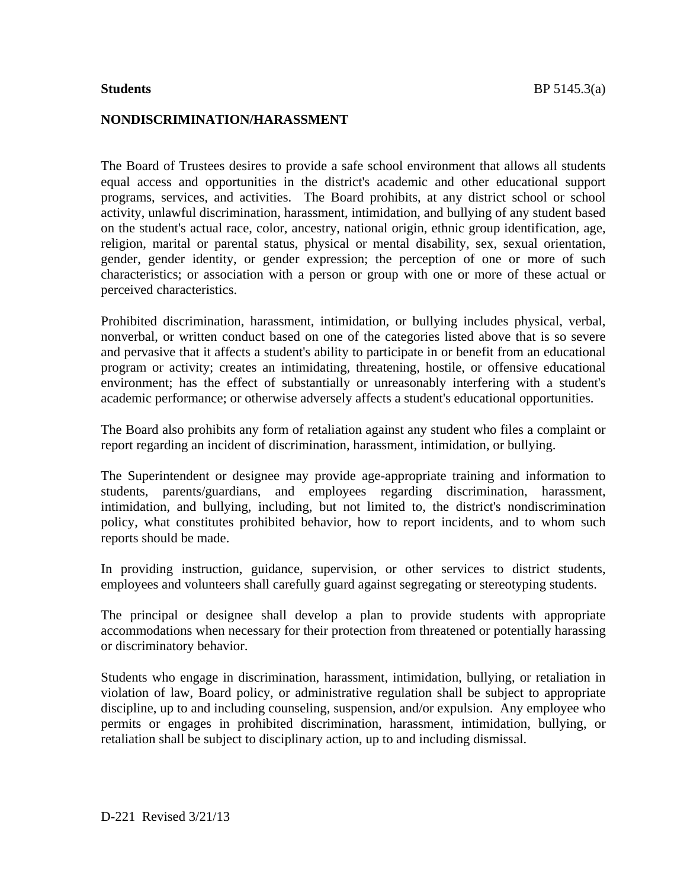**Students** BP 5145.3(a)

## NONDISCRIMINATION/HARASSMENT

The Board of Trustees desires to provide a safe school environment that allows all students equal access and opportunities in the district's academic and other educational support programs, services, and activities. The Board prohibits, at any district school or school activity, unlawful discrimination, harassment, intimidation, and bullying of any student based on the student's actual race, color, ancestry, national origin, ethnic group identification, age, religion, marital or parental status, physical or mental disability, sex, sexual orientation, gender, gender identity, or gender expression; the perception of one or more of such characteristics; or association with a person or group with one or more of these actual or perceived characteristics.

Prohibited discrimination, harassment, intimidation, or bullying includes physical, verbal, nonverbal, or written conduct based on one of the categories listed above that is so severe and pervasive that it affects a student's ability to participate in or benefit from an educational program or activity; creates an intimidating, threatening, hostile, or offensive educational environment; has the effect of substantially or unreasonably interfering with a student's academic performance; or otherwise adversely affects a student's educational opportunities.

The Board also prohibits any form of retaliation against any student who files a complaint or report regarding an incident of discrimination, harassment, intimidation, or bullying.

The Superintendent or designee may provide age-appropriate training and information to students, parents/guardians, and employees regarding discrimination, harassment, intimidation, and bullying, including, but not limited to, the district's nondiscrimination policy, what constitutes prohibited behavior, how to report incidents, and to whom such reports should be made.

In providing instruction, guidance, supervision, or other services to district students, employees and volunteers shall carefully guard against segregating or stereotyping students.

The principal or designee shall develop a plan to provide students with appropriate accommodations when necessary for their protection from threatened or potentially harassing or discriminatory behavior.

Students who engage in discrimination, harassment, intimidation, bullying, or retaliation in violation of law, Board policy, or administrative regulation shall be subject to appropriate discipline, up to and including counseling, suspension, and/or expulsion. Any employee who permits or engages in prohibited discrimination, harassment, intimidation, bullying, or retaliation shall be subject to disciplinary action, up to and including dismissal.

D-221 Revised 3/21/13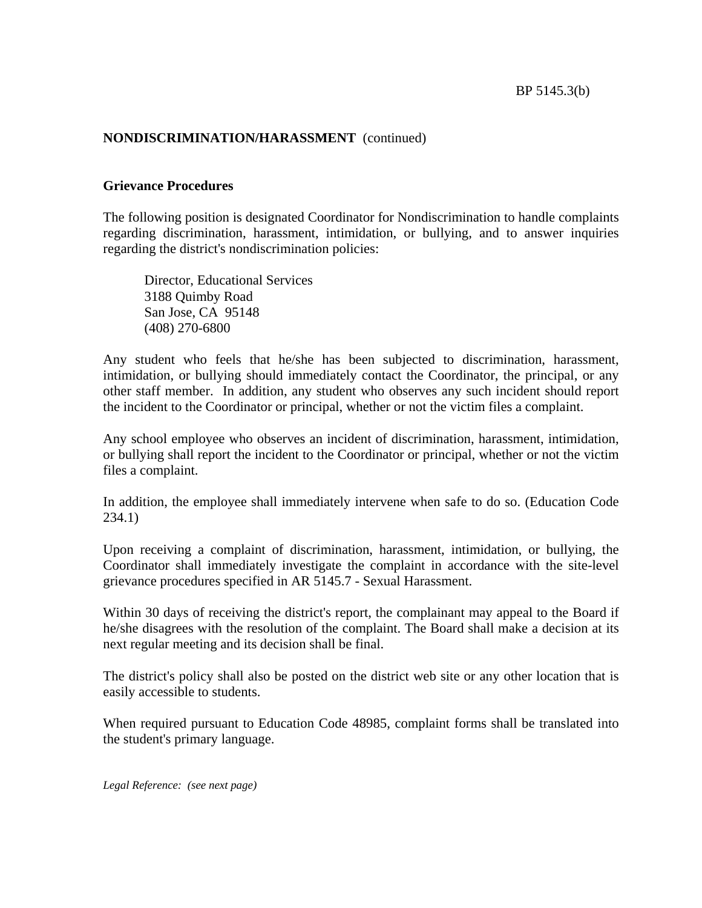## NONDISCRIMINATION/HARASSMENT (continued)

### Grievance Procedures

The following position is designated Coordinator for Nondiscrimination to handle complaints regarding discrimination, harassment, intimidation, or bullying, and to answer inquiries regarding the district's nondiscrimination policies:

Director, Educational Services
3188 Quimby Road
San Jose, CA 95148
(408) 270-6800

Any student who feels that he/she has been subjected to discrimination, harassment, intimidation, or bullying should immediately contact the Coordinator, the principal, or any other staff member. In addition, any student who observes any such incident should report the incident to the Coordinator or principal, whether or not the victim files a complaint.

Any school employee who observes an incident of discrimination, harassment, intimidation, or bullying shall report the incident to the Coordinator or principal, whether or not the victim files a complaint.

In addition, the employee shall immediately intervene when safe to do so. (Education Code 234.1)

Upon receiving a complaint of discrimination, harassment, intimidation, or bullying, the Coordinator shall immediately investigate the complaint in accordance with the site-level grievance procedures specified in AR 5145.7 - Sexual Harassment.

Within 30 days of receiving the district's report, the complainant may appeal to the Board if he/she disagrees with the resolution of the complaint. The Board shall make a decision at its next regular meeting and its decision shall be final.

The district's policy shall also be posted on the district web site or any other location that is easily accessible to students.

When required pursuant to Education Code 48985, complaint forms shall be translated into the student's primary language.

*Legal Reference: (see next page)*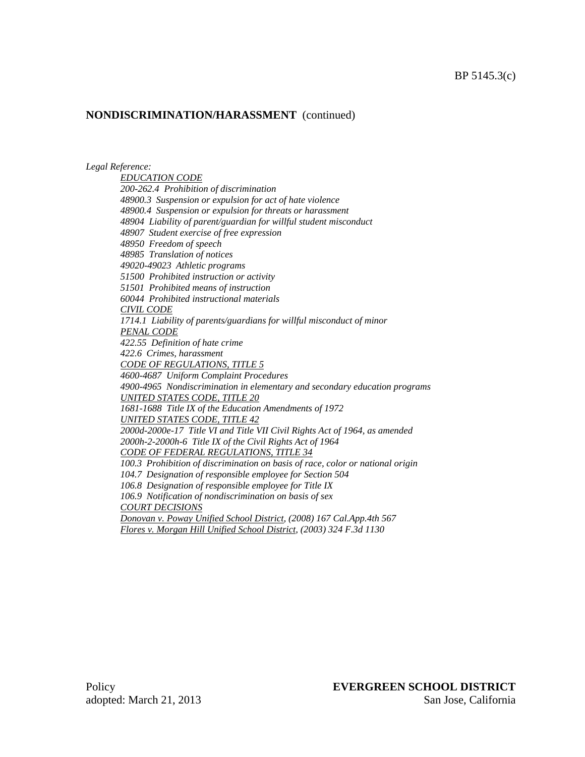## NONDISCRIMINATION/HARASSMENT (continued)

*Legal Reference:*

*EDUCATION CODE*
*200-262.4 Prohibition of discrimination*
*48900.3 Suspension or expulsion for act of hate violence*
*48900.4 Suspension or expulsion for threats or harassment*
*48904 Liability of parent/guardian for willful student misconduct*
*48907 Student exercise of free expression*
*48950 Freedom of speech*
*48985 Translation of notices*
*49020-49023 Athletic programs*
*51500 Prohibited instruction or activity*
*51501 Prohibited means of instruction*
*60044 Prohibited instructional materials*
*CIVIL CODE*
*1714.1 Liability of parents/guardians for willful misconduct of minor*
*PENAL CODE*
*422.55 Definition of hate crime*
*422.6 Crimes, harassment*
*CODE OF REGULATIONS, TITLE 5*
*4600-4687 Uniform Complaint Procedures*
*4900-4965 Nondiscrimination in elementary and secondary education programs*
*UNITED STATES CODE, TITLE 20*
*1681-1688 Title IX of the Education Amendments of 1972*
*UNITED STATES CODE, TITLE 42*
*2000d-2000e-17 Title VI and Title VII Civil Rights Act of 1964, as amended*
*2000h-2-2000h-6 Title IX of the Civil Rights Act of 1964*
*CODE OF FEDERAL REGULATIONS, TITLE 34*
*100.3 Prohibition of discrimination on basis of race, color or national origin*
*104.7 Designation of responsible employee for Section 504*
*106.8 Designation of responsible employee for Title IX*
*106.9 Notification of nondiscrimination on basis of sex*
*COURT DECISIONS*
*Donovan v. Poway Unified School District, (2008) 167 Cal.App.4th 567*
*Flores v. Morgan Hill Unified School District, (2003) 324 F.3d 1130*

Policy
adopted: March 21, 2013

**EVERGREEN SCHOOL DISTRICT**
San Jose, California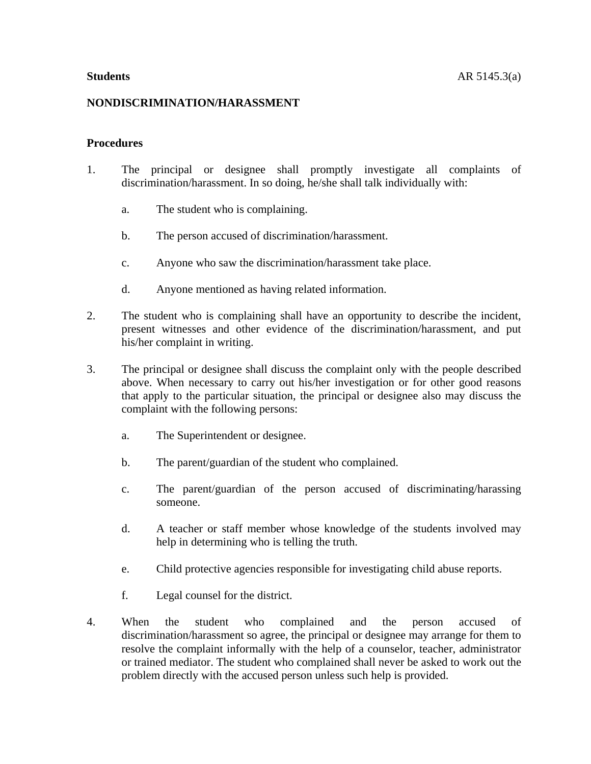**Students** AR 5145.3(a)

**NONDISCRIMINATION/HARASSMENT**

**Procedures**

1. The principal or designee shall promptly investigate all complaints of discrimination/harassment. In so doing, he/she shall talk individually with:

   a. The student who is complaining.

   b. The person accused of discrimination/harassment.

   c. Anyone who saw the discrimination/harassment take place.

   d. Anyone mentioned as having related information.

2. The student who is complaining shall have an opportunity to describe the incident, present witnesses and other evidence of the discrimination/harassment, and put his/her complaint in writing.

3. The principal or designee shall discuss the complaint only with the people described above. When necessary to carry out his/her investigation or for other good reasons that apply to the particular situation, the principal or designee also may discuss the complaint with the following persons:

   a. The Superintendent or designee.

   b. The parent/guardian of the student who complained.

   c. The parent/guardian of the person accused of discriminating/harassing someone.

   d. A teacher or staff member whose knowledge of the students involved may help in determining who is telling the truth.

   e. Child protective agencies responsible for investigating child abuse reports.

   f. Legal counsel for the district.

4. When the student who complained and the person accused of discrimination/harassment so agree, the principal or designee may arrange for them to resolve the complaint informally with the help of a counselor, teacher, administrator or trained mediator. The student who complained shall never be asked to work out the problem directly with the accused person unless such help is provided.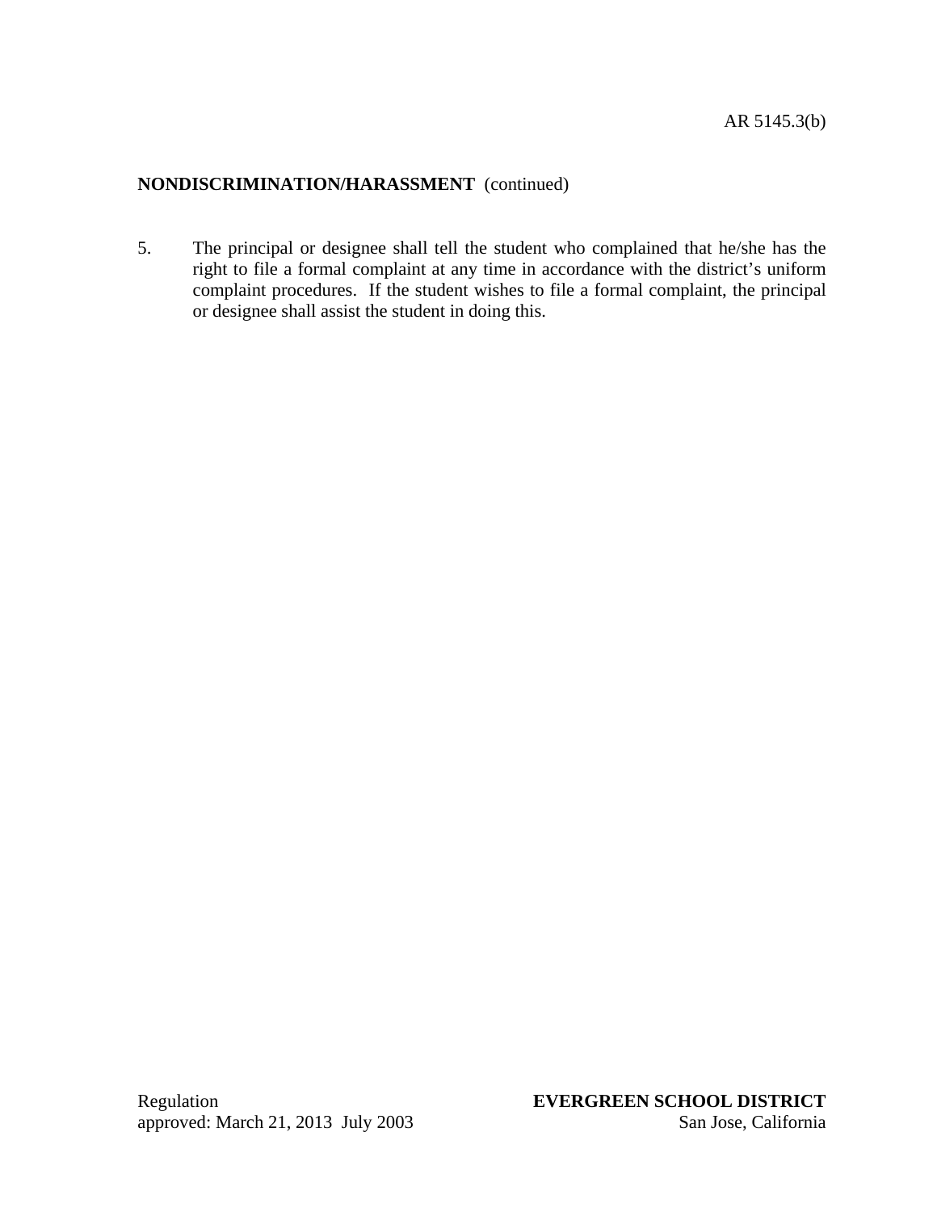**NONDISCRIMINATION/HARASSMENT** (continued)

5. The principal or designee shall tell the student who complained that he/she has the right to file a formal complaint at any time in accordance with the district's uniform complaint procedures. If the student wishes to file a formal complaint, the principal or designee shall assist the student in doing this.

Regulation approved: March 21, 2013 July 2003

**EVERGREEN SCHOOL DISTRICT**
San Jose, California